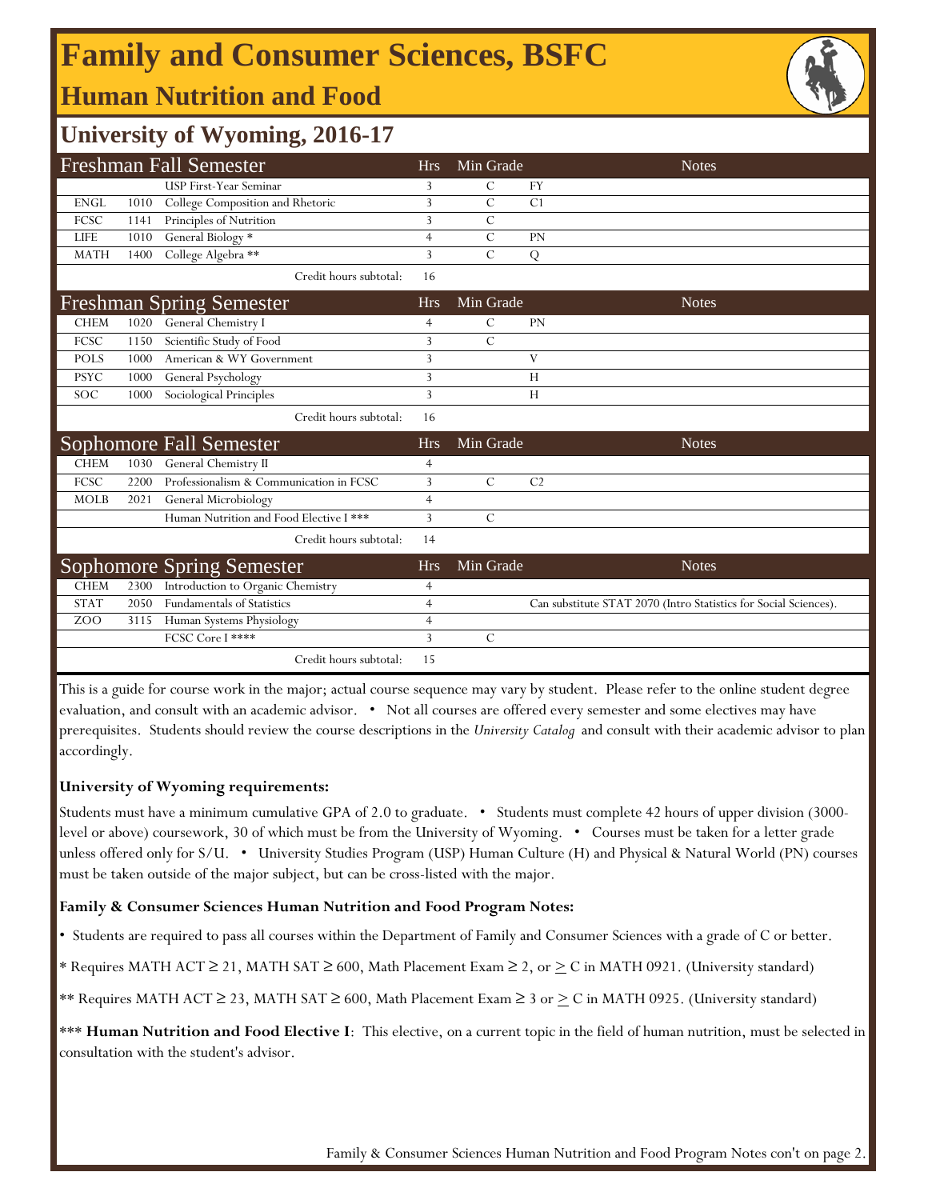# Family and Consumer Sciences, BSFC

## Human Nutrition and Food

## University of Wyoming, 2016-17

| Freshman Fall Semester | | | Hrs | Min Grade | Notes | |
|---|---|---|---|---|---|---|
| | | USP First-Year Seminar | 3 | C | FY | |
| ENGL | 1010 | College Composition and Rhetoric | 3 | C | C1 | |
| FCSC | 1141 | Principles of Nutrition | 3 | C | | |
| LIFE | 1010 | General Biology * | 4 | C | PN | |
| MATH | 1400 | College Algebra ** | 3 | C | Q | |
| | | Credit hours subtotal: | 16 | | | |

| Freshman Spring Semester | | | Hrs | Min Grade | Notes | |
|---|---|---|---|---|---|---|
| CHEM | 1020 | General Chemistry I | 4 | C | PN | |
| FCSC | 1150 | Scientific Study of Food | 3 | C | | |
| POLS | 1000 | American & WY Government | 3 | | V | |
| PSYC | 1000 | General Psychology | 3 | | H | |
| SOC | 1000 | Sociological Principles | 3 | | H | |
| | | Credit hours subtotal: | 16 | | | |

| Sophomore Fall Semester | | | Hrs | Min Grade | Notes | |
|---|---|---|---|---|---|---|
| CHEM | 1030 | General Chemistry II | 4 | | | |
| FCSC | 2200 | Professionalism & Communication in FCSC | 3 | C | C2 | |
| MOLB | 2021 | General Microbiology | 4 | | | |
| | | Human Nutrition and Food Elective I *** | 3 | C | | |
| | | Credit hours subtotal: | 14 | | | |

| Sophomore Spring Semester | | | Hrs | Min Grade | Notes | |
|---|---|---|---|---|---|---|
| CHEM | 2300 | Introduction to Organic Chemistry | 4 | | | |
| STAT | 2050 | Fundamentals of Statistics | 4 | | | Can substitute STAT 2070 (Intro Statistics for Social Sciences). |
| ZOO | 3115 | Human Systems Physiology | 4 | | | |
| | | FCSC Core I **** | 3 | C | | |
| | | Credit hours subtotal: | 15 | | | |

This is a guide for course work in the major; actual course sequence may vary by student. Please refer to the online student degree evaluation, and consult with an academic advisor. • Not all courses are offered every semester and some electives may have prerequisites. Students should review the course descriptions in the *University Catalog* and consult with their academic advisor to plan accordingly.

**University of Wyoming requirements:**

Students must have a minimum cumulative GPA of 2.0 to graduate. • Students must complete 42 hours of upper division (3000-level or above) coursework, 30 of which must be from the University of Wyoming. • Courses must be taken for a letter grade unless offered only for S/U. • University Studies Program (USP) Human Culture (H) and Physical & Natural World (PN) courses must be taken outside of the major subject, but can be cross-listed with the major.

**Family & Consumer Sciences Human Nutrition and Food Program Notes:**

• Students are required to pass all courses within the Department of Family and Consumer Sciences with a grade of C or better.

* Requires MATH ACT ≥ 21, MATH SAT ≥ 600, Math Placement Exam ≥ 2, or ≥ C in MATH 0921. (University standard)

** Requires MATH ACT ≥ 23, MATH SAT ≥ 600, Math Placement Exam ≥ 3 or ≥ C in MATH 0925. (University standard)

*** **Human Nutrition and Food Elective I**: This elective, on a current topic in the field of human nutrition, must be selected in consultation with the student's advisor.

Family & Consumer Sciences Human Nutrition and Food Program Notes con't on page 2.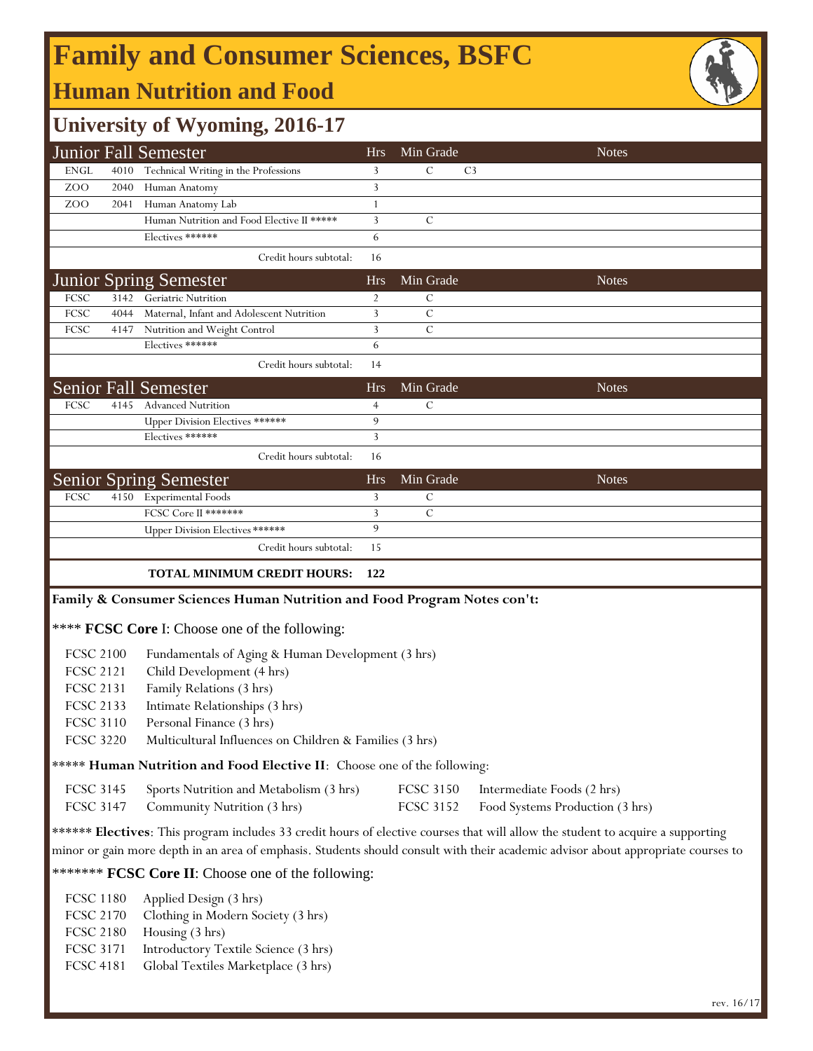# Family and Consumer Sciences, BSFC

## Human Nutrition and Food

## University of Wyoming, 2016-17

| Junior Fall Semester | | | Hrs | Min Grade | | Notes |
|---|---|---|---|---|---|---|
| ENGL | 4010 | Technical Writing in the Professions | 3 | C | C3 | |
| ZOO | 2040 | Human Anatomy | 3 | | | |
| ZOO | 2041 | Human Anatomy Lab | 1 | | | |
| | | Human Nutrition and Food Elective II ***** | 3 | C | | |
| | | Electives ****** | 6 | | | |
| | | Credit hours subtotal: | 16 | | | |

| Junior Spring Semester | | | Hrs | Min Grade | Notes |
|---|---|---|---|---|---|
| FCSC | 3142 | Geriatric Nutrition | 2 | C | |
| FCSC | 4044 | Maternal, Infant and Adolescent Nutrition | 3 | C | |
| FCSC | 4147 | Nutrition and Weight Control | 3 | C | |
| | | Electives ****** | 6 | | |
| | | Credit hours subtotal: | 14 | | |

| Senior Fall Semester | | | Hrs | Min Grade | Notes |
|---|---|---|---|---|---|
| FCSC | 4145 | Advanced Nutrition | 4 | C | |
| | | Upper Division Electives ****** | 9 | | |
| | | Electives ****** | 3 | | |
| | | Credit hours subtotal: | 16 | | |

| Senior Spring Semester | | | Hrs | Min Grade | Notes |
|---|---|---|---|---|---|
| FCSC | 4150 | Experimental Foods | 3 | C | |
| | | FCSC Core II ******* | 3 | C | |
| | | Upper Division Electives ****** | 9 | | |
| | | Credit hours subtotal: | 15 | | |

**TOTAL MINIMUM CREDIT HOURS: 122**

**Family & Consumer Sciences Human Nutrition and Food Program Notes con't:**

**** **FCSC Core** I: Choose one of the following:

- FCSC 2100 Fundamentals of Aging & Human Development (3 hrs)
- FCSC 2121 Child Development (4 hrs)
- FCSC 2131 Family Relations (3 hrs)
- FCSC 2133 Intimate Relationships (3 hrs)
- FCSC 3110 Personal Finance (3 hrs)
- FCSC 3220 Multicultural Influences on Children & Families (3 hrs)

***** **Human Nutrition and Food Elective II**: Choose one of the following:

- FCSC 3145 Sports Nutrition and Metabolism (3 hrs)
- FCSC 3147 Community Nutrition (3 hrs)
- FCSC 3150 Intermediate Foods (2 hrs)
- FCSC 3152 Food Systems Production (3 hrs)

****** **Electives**: This program includes 33 credit hours of elective courses that will allow the student to acquire a supporting minor or gain more depth in an area of emphasis. Students should consult with their academic advisor about appropriate courses to

******* **FCSC Core II**: Choose one of the following:

- FCSC 1180 Applied Design (3 hrs)
- FCSC 2170 Clothing in Modern Society (3 hrs)
- FCSC 2180 Housing (3 hrs)
- FCSC 3171 Introductory Textile Science (3 hrs)
- FCSC 4181 Global Textiles Marketplace (3 hrs)

rev. 16/17